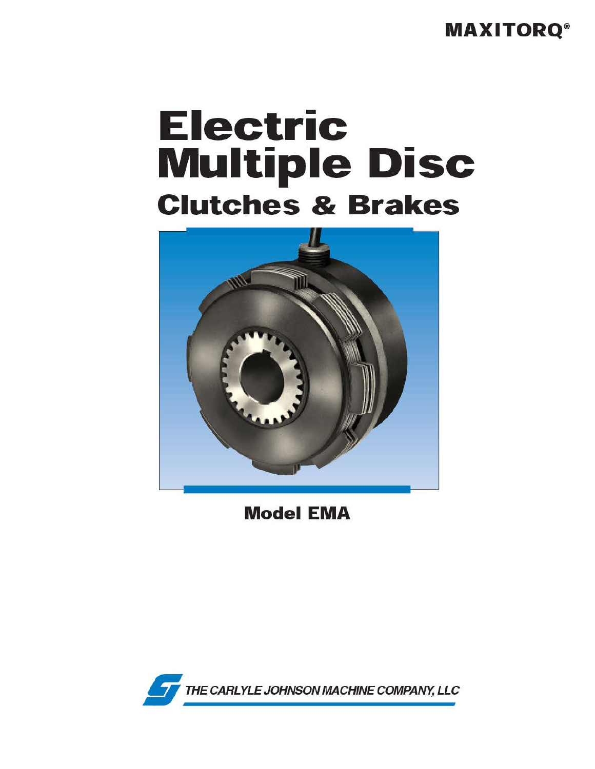MAXITORQ®

# Electric Multiple Disc

## Clutches & Brakes

**Model EMA**

THE CARLYLE JOHNSON MACHINE COMPANY, LLC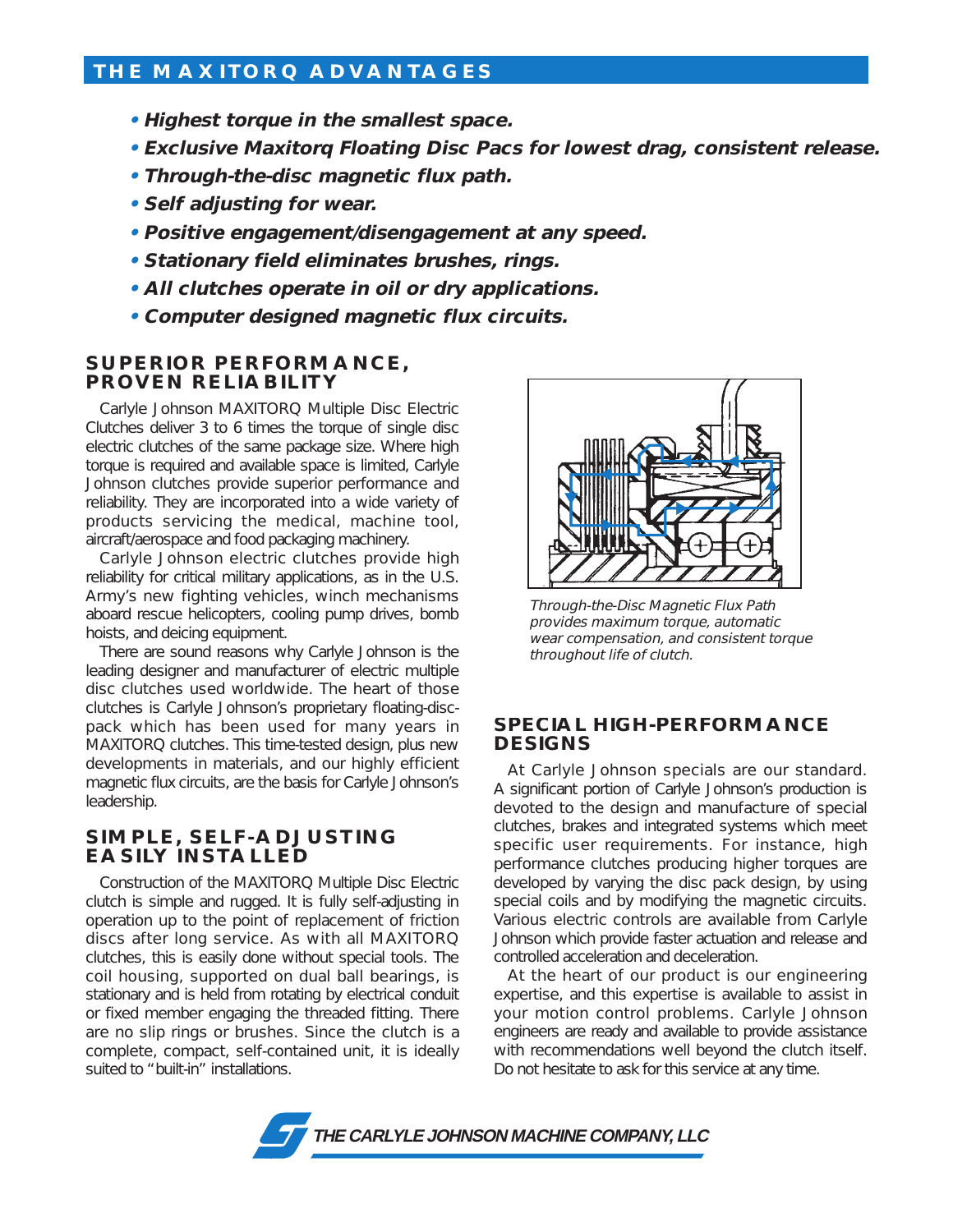## THE MAXITORQ ADVANTAGES

- ***Highest torque in the smallest space.***
- ***Exclusive Maxitorq Floating Disc Pacs for lowest drag, consistent release.***
- ***Through-the-disc magnetic flux path.***
- ***Self adjusting for wear.***
- ***Positive engagement/disengagement at any speed.***
- ***Stationary field eliminates brushes, rings.***
- ***All clutches operate in oil or dry applications.***
- ***Computer designed magnetic flux circuits.***

## SUPERIOR PERFORMANCE, PROVEN RELIABILITY

Carlyle Johnson MAXITORQ Multiple Disc Electric Clutches deliver 3 to 6 times the torque of single disc electric clutches of the same package size. Where high torque is required and available space is limited, Carlyle Johnson clutches provide superior performance and reliability. They are incorporated into a wide variety of products servicing the medical, machine tool, aircraft/aerospace and food packaging machinery.

Carlyle Johnson electric clutches provide high reliability for critical military applications, as in the U.S. Army's new fighting vehicles, winch mechanisms aboard rescue helicopters, cooling pump drives, bomb hoists, and deicing equipment.

There are sound reasons why Carlyle Johnson is the leading designer and manufacturer of electric multiple disc clutches used worldwide. The heart of those clutches is Carlyle Johnson's proprietary floating-disc-pack which has been used for many years in MAXITORQ clutches. This time-tested design, plus new developments in materials, and our highly efficient magnetic flux circuits, are the basis for Carlyle Johnson's leadership.

## SIMPLE, SELF-ADJUSTING EASILY INSTALLED

Construction of the MAXITORQ Multiple Disc Electric clutch is simple and rugged. It is fully self-adjusting in operation up to the point of replacement of friction discs after long service. As with all MAXITORQ clutches, this is easily done without special tools. The coil housing, supported on dual ball bearings, is stationary and is held from rotating by electrical conduit or fixed member engaging the threaded fitting. There are no slip rings or brushes. Since the clutch is a complete, compact, self-contained unit, it is ideally suited to "built-in" installations.

*Through-the-Disc Magnetic Flux Path provides maximum torque, automatic wear compensation, and consistent torque throughout life of clutch.*

## SPECIAL HIGH-PERFORMANCE DESIGNS

At Carlyle Johnson specials are our standard. A significant portion of Carlyle Johnson's production is devoted to the design and manufacture of special clutches, brakes and integrated systems which meet specific user requirements. For instance, high performance clutches producing higher torques are developed by varying the disc pack design, by using special coils and by modifying the magnetic circuits. Various electric controls are available from Carlyle Johnson which provide faster actuation and release and controlled acceleration and deceleration.

At the heart of our product is our engineering expertise, and this expertise is available to assist in your motion control problems. Carlyle Johnson engineers are ready and available to provide assistance with recommendations well beyond the clutch itself. Do not hesitate to ask for this service at any time.

**THE CARLYLE JOHNSON MACHINE COMPANY, LLC**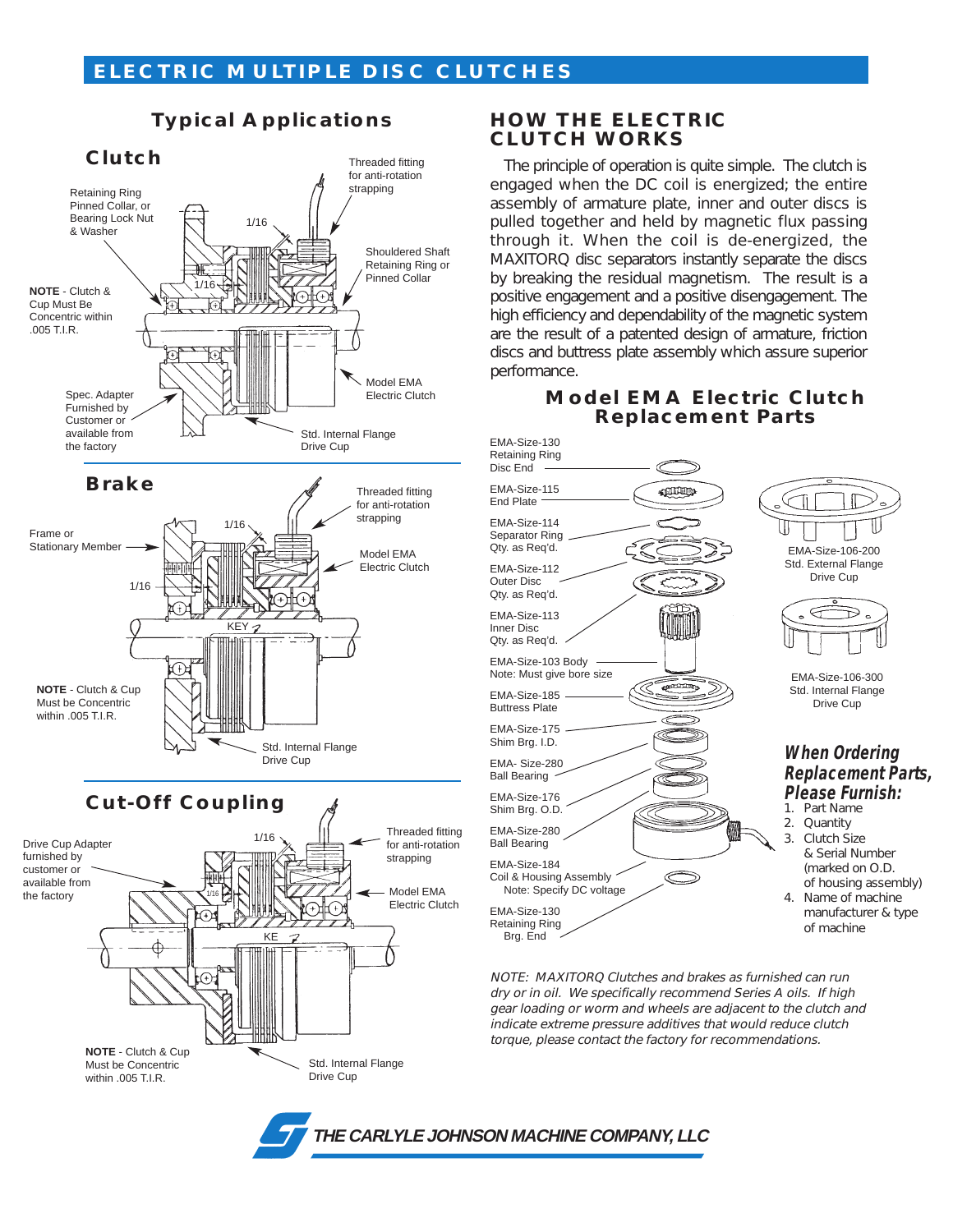# ELECTRIC MULTIPLE DISC CLUTCHES

## Typical Applications

### Clutch

Retaining Ring Pinned Collar, or Bearing Lock Nut & Washer

Threaded fitting for anti-rotation strapping

1/16

1/16

Shouldered Shaft Retaining Ring or Pinned Collar

**NOTE** - Clutch & Cup Must Be Concentric within .005 T.I.R.

Model EMA Electric Clutch

Spec. Adapter Furnished by Customer or available from the factory

Std. Internal Flange Drive Cup

### Brake

Threaded fitting for anti-rotation strapping

Frame or Stationary Member

1/16

Model EMA Electric Clutch

1/16

KEY

**NOTE** - Clutch & Cup Must be Concentric within .005 T.I.R.

Std. Internal Flange Drive Cup

### Cut-Off Coupling

Drive Cup Adapter furnished by customer or available from the factory

1/16

Threaded fitting for anti-rotation strapping

1/16

Model EMA Electric Clutch

KE

**NOTE** - Clutch & Cup Must be Concentric within .005 T.I.R.

Std. Internal Flange Drive Cup

## HOW THE ELECTRIC CLUTCH WORKS

The principle of operation is quite simple. The clutch is engaged when the DC coil is energized; the entire assembly of armature plate, inner and outer discs is pulled together and held by magnetic flux passing through it. When the coil is de-energized, the MAXITORQ disc separators instantly separate the discs by breaking the residual magnetism. The result is a positive engagement and a positive disengagement. The high efficiency and dependability of the magnetic system are the result of a patented design of armature, friction discs and buttress plate assembly which assure superior performance.

## Model EMA Electric Clutch Replacement Parts

- EMA-Size-130 Retaining Ring Disc End
- EMA-Size-115 End Plate
- EMA-Size-114 Separator Ring Qty. as Req'd.
- EMA-Size-112 Outer Disc Qty. as Req'd.
- EMA-Size-113 Inner Disc Qty. as Req'd.
- EMA-Size-103 Body Note: Must give bore size
- EMA-Size-185 Buttress Plate
- EMA-Size-175 Shim Brg. I.D.
- EMA- Size-280 Ball Bearing
- EMA-Size-176 Shim Brg. O.D.
- EMA-Size-280 Ball Bearing
- EMA-Size-184 Coil & Housing Assembly Note: Specify DC voltage
- EMA-Size-130 Retaining Ring Brg. End

EMA-Size-106-200 Std. External Flange Drive Cup

EMA-Size-106-300 Std. Internal Flange Drive Cup

### *When Ordering Replacement Parts, Please Furnish:*

1. Part Name
2. Quantity
3. Clutch Size & Serial Number (marked on O.D. of housing assembly)
4. Name of machine manufacturer & type of machine

*NOTE: MAXITORQ Clutches and brakes as furnished can run dry or in oil. We specifically recommend Series A oils. If high gear loading or worm and wheels are adjacent to the clutch and indicate extreme pressure additives that would reduce clutch torque, please contact the factory for recommendations.*

**THE CARLYLE JOHNSON MACHINE COMPANY, LLC**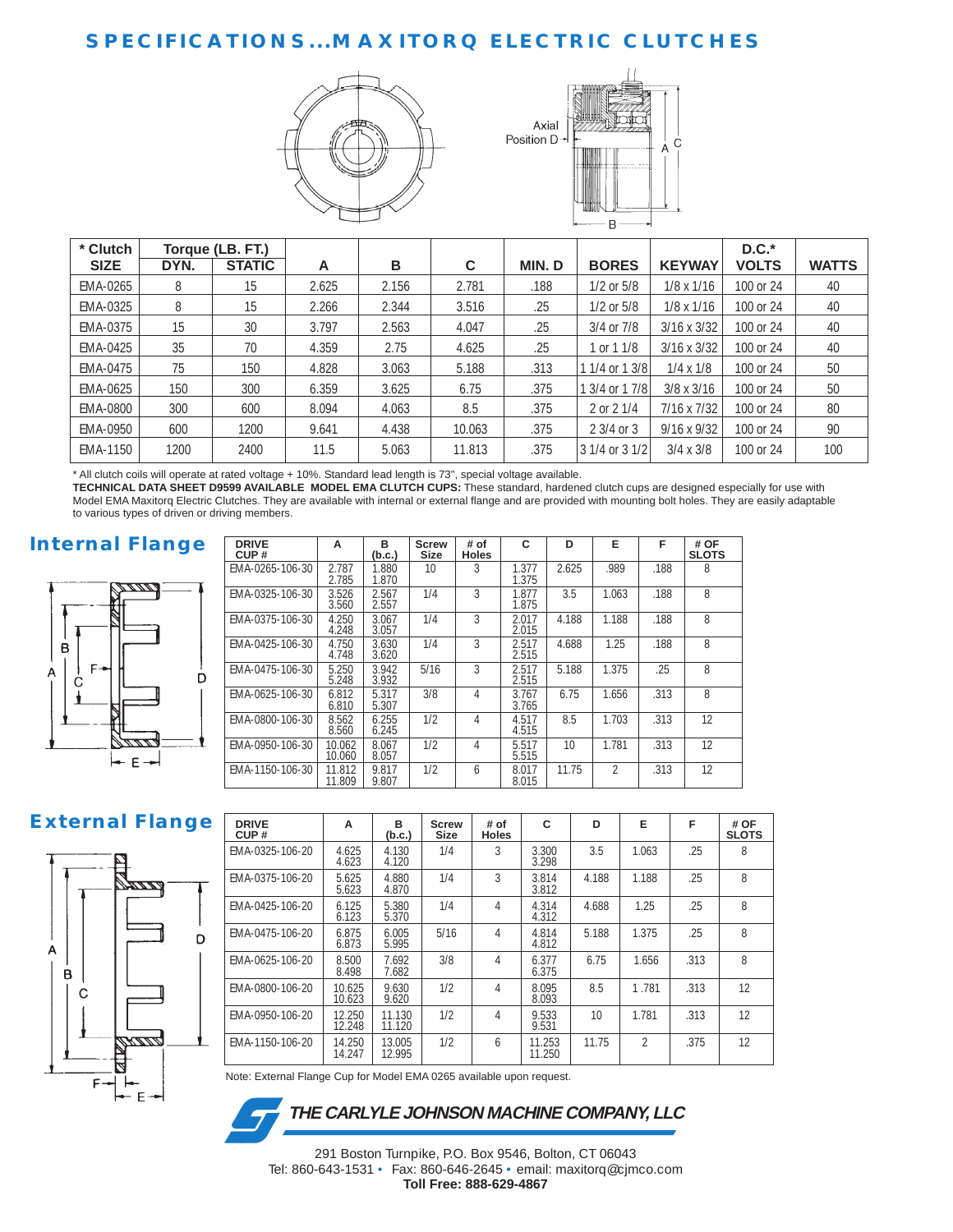# SPECIFICATIONS...MAXITORQ ELECTRIC CLUTCHES

Axial Position D

A C

B

| * Clutch SIZE | Torque (LB. FT.) DYN. | STATIC | A | B | C | MIN. D | BORES | KEYWAY | D.C.* VOLTS | WATTS |
|---|---|---|---|---|---|---|---|---|---|---|
| EMA-0265 | 8 | 15 | 2.625 | 2.156 | 2.781 | .188 | 1/2 or 5/8 | 1/8 x 1/16 | 100 or 24 | 40 |
| EMA-0325 | 8 | 15 | 2.266 | 2.344 | 3.516 | .25 | 1/2 or 5/8 | 1/8 x 1/16 | 100 or 24 | 40 |
| EMA-0375 | 15 | 30 | 3.797 | 2.563 | 4.047 | .25 | 3/4 or 7/8 | 3/16 x 3/32 | 100 or 24 | 40 |
| EMA-0425 | 35 | 70 | 4.359 | 2.75 | 4.625 | .25 | 1 or 1 1/8 | 3/16 x 3/32 | 100 or 24 | 40 |
| EMA-0475 | 75 | 150 | 4.828 | 3.063 | 5.188 | .313 | 1 1/4 or 1 3/8 | 1/4 x 1/8 | 100 or 24 | 50 |
| EMA-0625 | 150 | 300 | 6.359 | 3.625 | 6.75 | .375 | 1 3/4 or 1 7/8 | 3/8 x 3/16 | 100 or 24 | 50 |
| EMA-0800 | 300 | 600 | 8.094 | 4.063 | 8.5 | .375 | 2 or 2 1/4 | 7/16 x 7/32 | 100 or 24 | 80 |
| EMA-0950 | 600 | 1200 | 9.641 | 4.438 | 10.063 | .375 | 2 3/4 or 3 | 9/16 x 9/32 | 100 or 24 | 90 |
| EMA-1150 | 1200 | 2400 | 11.5 | 5.063 | 11.813 | .375 | 3 1/4 or 3 1/2 | 3/4 x 3/8 | 100 or 24 | 100 |

* All clutch coils will operate at rated voltage + 10%. Standard lead length is 73", special voltage available.
**TECHNICAL DATA SHEET D9599 AVAILABLE MODEL EMA CLUTCH CUPS:** These standard, hardened clutch cups are designed especially for use with Model EMA Maxitorq Electric Clutches. They are available with internal or external flange and are provided with mounting bolt holes. They are easily adaptable to various types of driven or driving members.

## Internal Flange

B A F C D E

| DRIVE CUP # | A | B (b.c.) | Screw Size | # of Holes | C | D | E | F | # OF SLOTS |
|---|---|---|---|---|---|---|---|---|---|
| EMA-0265-106-30 | 2.787 2.785 | 1.880 1.870 | 10 | 3 | 1.377 1.375 | 2.625 | .989 | .188 | 8 |
| EMA-0325-106-30 | 3.526 3.560 | 2.567 2.557 | 1/4 | 3 | 1.877 1.875 | 3.5 | 1.063 | .188 | 8 |
| EMA-0375-106-30 | 4.250 4.248 | 3.067 3.057 | 1/4 | 3 | 2.017 2.015 | 4.188 | 1.188 | .188 | 8 |
| EMA-0425-106-30 | 4.750 4.748 | 3.630 3.620 | 1/4 | 3 | 2.517 2.515 | 4.688 | 1.25 | .188 | 8 |
| EMA-0475-106-30 | 5.250 5.248 | 3.942 3.932 | 5/16 | 3 | 2.517 2.515 | 5.188 | 1.375 | .25 | 8 |
| EMA-0625-106-30 | 6.812 6.810 | 5.317 5.307 | 3/8 | 4 | 3.767 3.765 | 6.75 | 1.656 | .313 | 8 |
| EMA-0800-106-30 | 8.562 8.560 | 6.255 6.245 | 1/2 | 4 | 4.517 4.515 | 8.5 | 1.703 | .313 | 12 |
| EMA-0950-106-30 | 10.062 10.060 | 8.067 8.057 | 1/2 | 4 | 5.517 5.515 | 10 | 1.781 | .313 | 12 |
| EMA-1150-106-30 | 11.812 11.809 | 9.817 9.807 | 1/2 | 6 | 8.017 8.015 | 11.75 | 2 | .313 | 12 |

## External Flange

A B C D F E

| DRIVE CUP # | A | B (b.c.) | Screw Size | # of Holes | C | D | E | F | # OF SLOTS |
|---|---|---|---|---|---|---|---|---|---|
| EMA-0325-106-20 | 4.625 4.623 | 4.130 4.120 | 1/4 | 3 | 3.300 3.298 | 3.5 | 1.063 | .25 | 8 |
| EMA-0375-106-20 | 5.625 5.623 | 4.880 4.870 | 1/4 | 3 | 3.814 3.812 | 4.188 | 1.188 | .25 | 8 |
| EMA-0425-106-20 | 6.125 6.123 | 5.380 5.370 | 1/4 | 4 | 4.314 4.312 | 4.688 | 1.25 | .25 | 8 |
| EMA-0475-106-20 | 6.875 6.873 | 6.005 5.995 | 5/16 | 4 | 4.814 4.812 | 5.188 | 1.375 | .25 | 8 |
| EMA-0625-106-20 | 8.500 8.498 | 7.692 7.682 | 3/8 | 4 | 6.377 6.375 | 6.75 | 1.656 | .313 | 8 |
| EMA-0800-106-20 | 10.625 10.623 | 9.630 9.620 | 1/2 | 4 | 8.095 8.093 | 8.5 | 1.781 | .313 | 12 |
| EMA-0950-106-20 | 12.250 12.248 | 11.130 11.120 | 1/2 | 4 | 9.533 9.531 | 10 | 1.781 | .313 | 12 |
| EMA-1150-106-20 | 14.250 14.247 | 13.005 12.995 | 1/2 | 6 | 11.253 11.250 | 11.75 | 2 | .375 | 12 |

Note: External Flange Cup for Model EMA 0265 available upon request.

***THE CARLYLE JOHNSON MACHINE COMPANY, LLC***

291 Boston Turnpike, P.O. Box 9546, Bolton, CT 06043
Tel: 860-643-1531 • Fax: 860-646-2645 • email: maxitorq@cjmco.com
**Toll Free: 888-629-4867**